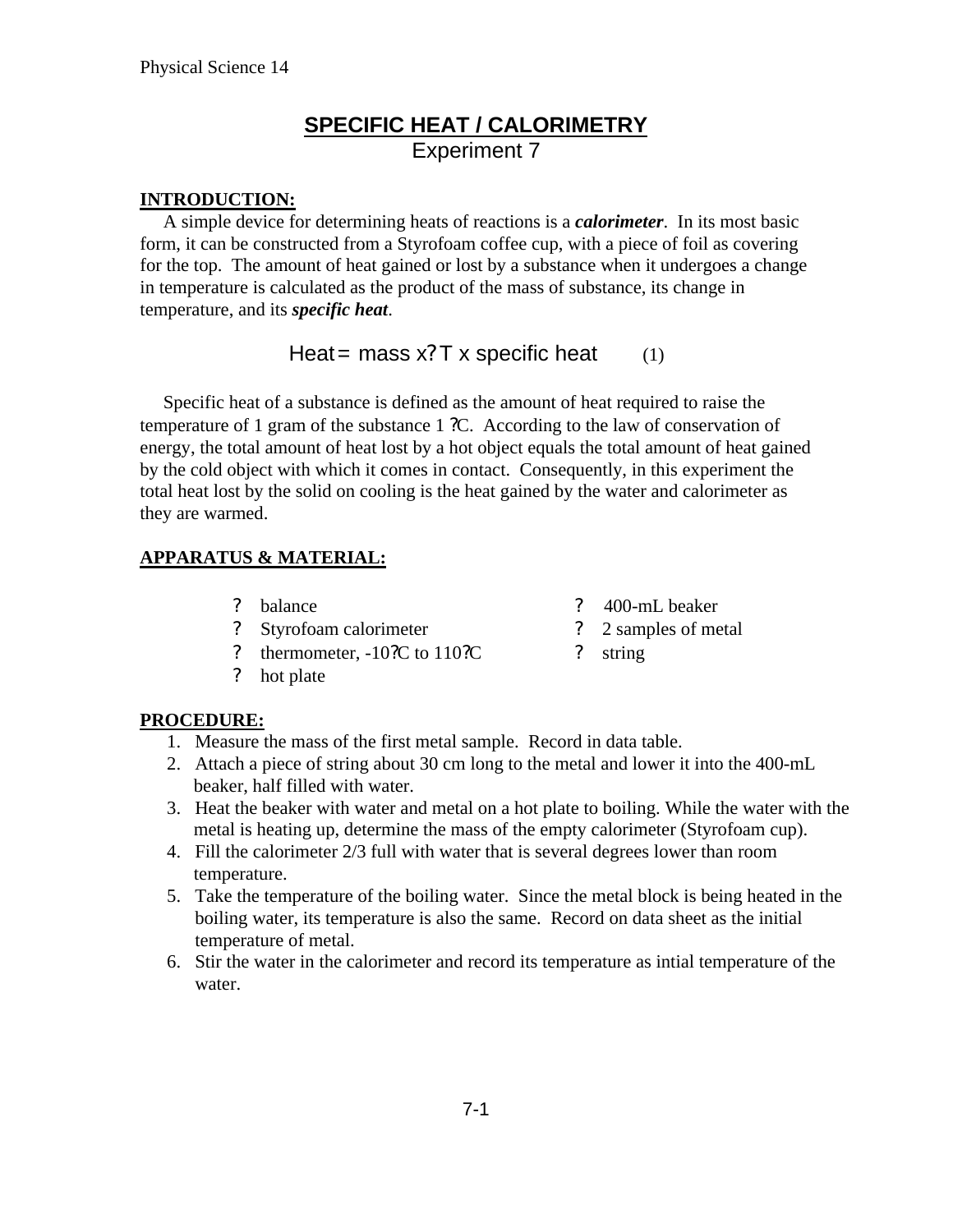# SPECIFIC HEAT / CALORIMETRY

Experiment 7

**INTRODUCTION:**

A simple device for determining heats of reactions is a ***calorimeter***. In its most basic form, it can be constructed from a Styrofoam coffee cup, with a piece of foil as covering for the top. The amount of heat gained or lost by a substance when it undergoes a change in temperature is calculated as the product of the mass of substance, its change in temperature, and its ***specific heat***.

$$\text{Heat} = \text{mass} \times \Delta T \times \text{specific heat} \qquad (1)$$

Specific heat of a substance is defined as the amount of heat required to raise the temperature of 1 gram of the substance 1 °C. According to the law of conservation of energy, the total amount of heat lost by a hot object equals the total amount of heat gained by the cold object with which it comes in contact. Consequently, in this experiment the total heat lost by the solid on cooling is the heat gained by the water and calorimeter as they are warmed.

**APPARATUS & MATERIAL:**

- balance
- Styrofoam calorimeter
- thermometer, -10°C to 110°C
- hot plate
- 400-mL beaker
- 2 samples of metal
- string

**PROCEDURE:**

1. Measure the mass of the first metal sample. Record in data table.
2. Attach a piece of string about 30 cm long to the metal and lower it into the 400-mL beaker, half filled with water.
3. Heat the beaker with water and metal on a hot plate to boiling. While the water with the metal is heating up, determine the mass of the empty calorimeter (Styrofoam cup).
4. Fill the calorimeter 2/3 full with water that is several degrees lower than room temperature.
5. Take the temperature of the boiling water. Since the metal block is being heated in the boiling water, its temperature is also the same. Record on data sheet as the initial temperature of metal.
6. Stir the water in the calorimeter and record its temperature as intial temperature of the water.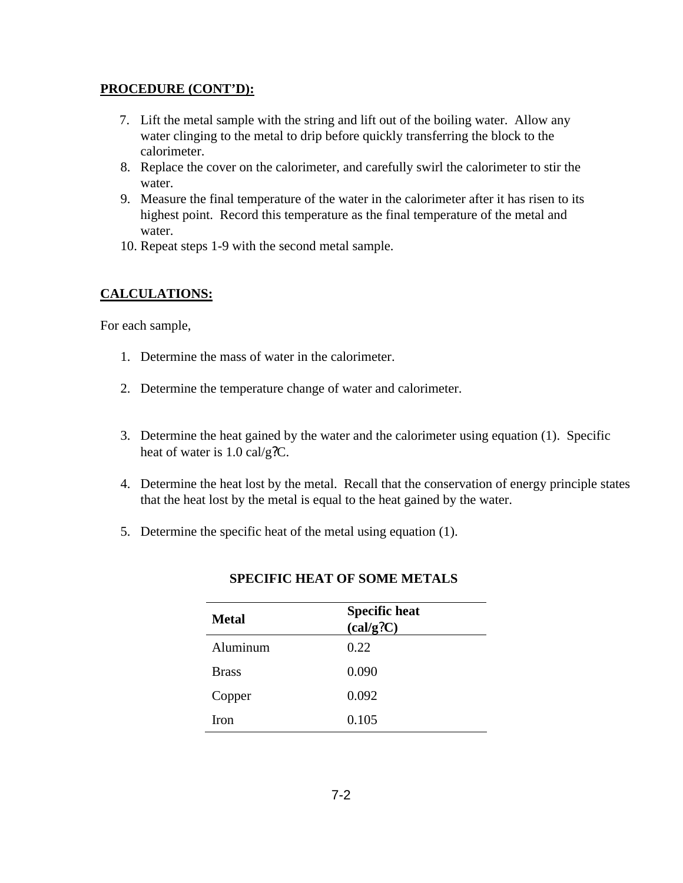**PROCEDURE (CONT'D):**

7. Lift the metal sample with the string and lift out of the boiling water. Allow any water clinging to the metal to drip before quickly transferring the block to the calorimeter.
8. Replace the cover on the calorimeter, and carefully swirl the calorimeter to stir the water.
9. Measure the final temperature of the water in the calorimeter after it has risen to its highest point. Record this temperature as the final temperature of the metal and water.
10. Repeat steps 1-9 with the second metal sample.

**CALCULATIONS:**

For each sample,

1. Determine the mass of water in the calorimeter.

2. Determine the temperature change of water and calorimeter.

3. Determine the heat gained by the water and the calorimeter using equation (1). Specific heat of water is 1.0 cal/g?C.

4. Determine the heat lost by the metal. Recall that the conservation of energy principle states that the heat lost by the metal is equal to the heat gained by the water.

5. Determine the specific heat of the metal using equation (1).

**SPECIFIC HEAT OF SOME METALS**

| **Metal** | **Specific heat (cal/g?C)** |
|---|---|
| Aluminum | 0.22 |
| Brass | 0.090 |
| Copper | 0.092 |
| Iron | 0.105 |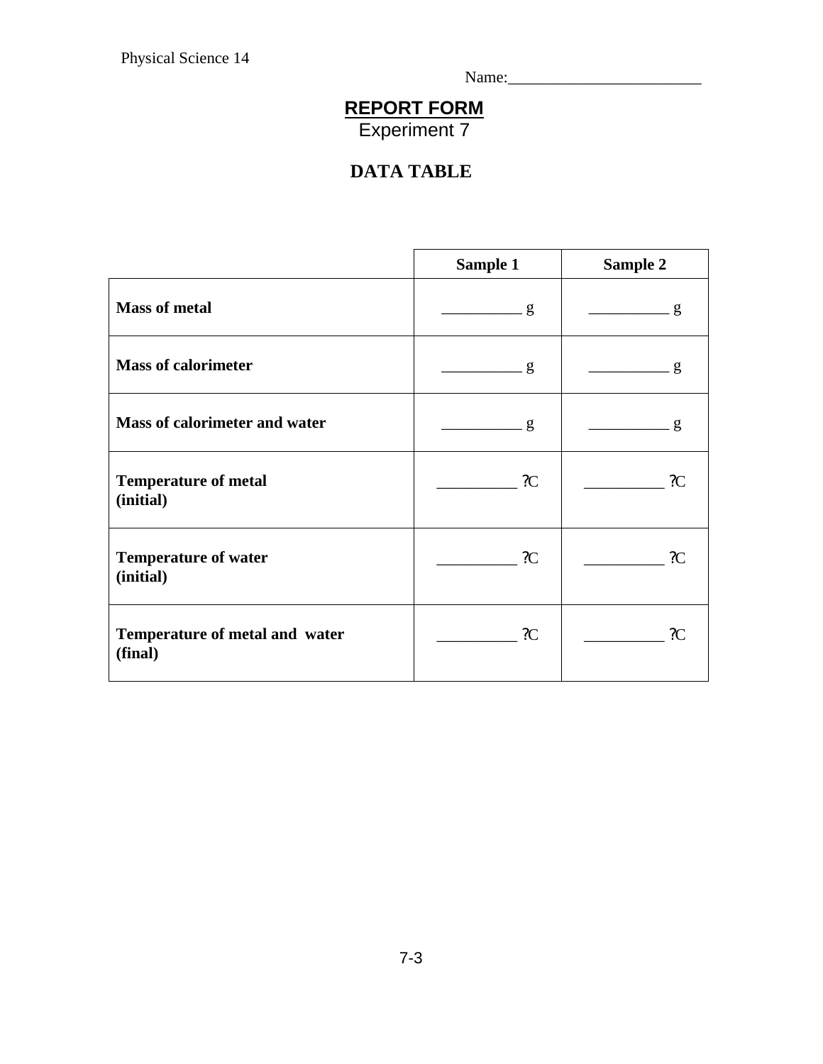Physical Science 14

Name:________________________

# REPORT FORM

Experiment 7

## DATA TABLE

| | Sample 1 | Sample 2 |
|---|---|---|
| **Mass of metal** | __________ g | __________ g |
| **Mass of calorimeter** | __________ g | __________ g |
| **Mass of calorimeter and water** | __________ g | __________ g |
| **Temperature of metal (initial)** | __________ ?C | __________ ?C |
| **Temperature of water (initial)** | __________ ?C | __________ ?C |
| **Temperature of metal and water (final)** | __________ ?C | __________ ?C |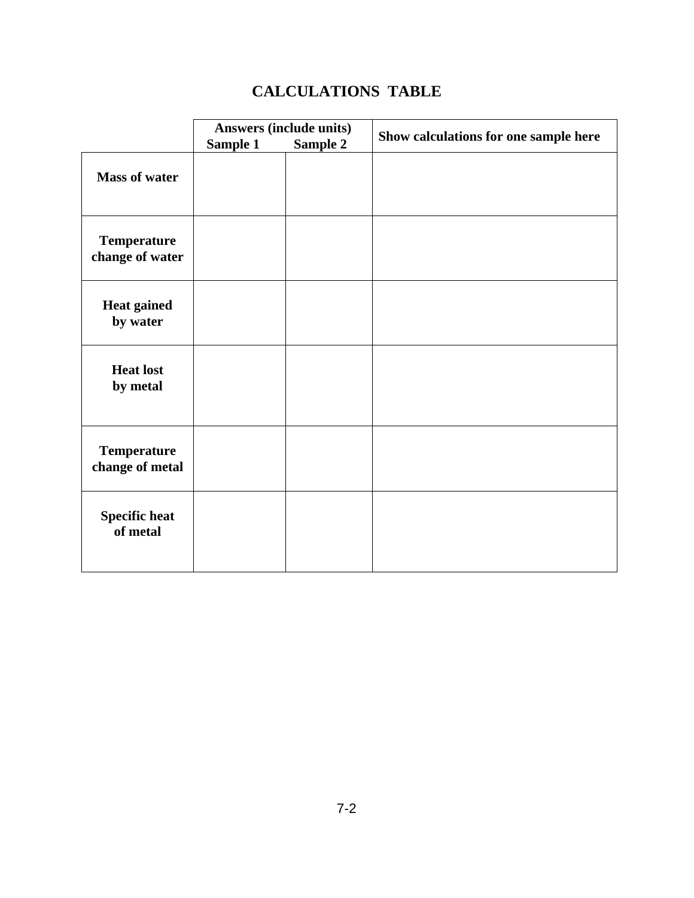# CALCULATIONS TABLE

| | Answers (include units) | | Show calculations for one sample here |
|---|---|---|---|
| | Sample 1 | Sample 2 | |
| **Mass of water** | | | |
| **Temperature change of water** | | | |
| **Heat gained by water** | | | |
| **Heat lost by metal** | | | |
| **Temperature change of metal** | | | |
| **Specific heat of metal** | | | |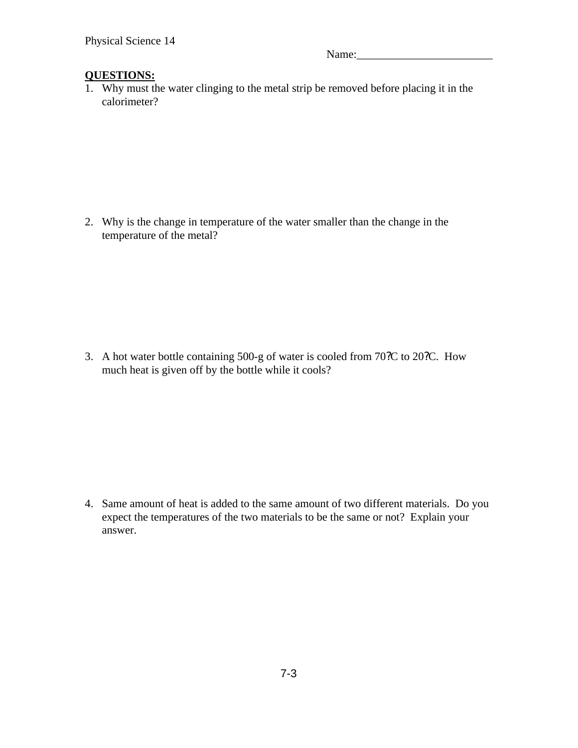Physical Science 14

Name:________________________

**QUESTIONS:**

1. Why must the water clinging to the metal strip be removed before placing it in the calorimeter?

2. Why is the change in temperature of the water smaller than the change in the temperature of the metal?

3. A hot water bottle containing 500-g of water is cooled from 70?C to 20?C. How much heat is given off by the bottle while it cools?

4. Same amount of heat is added to the same amount of two different materials. Do you expect the temperatures of the two materials to be the same or not? Explain your answer.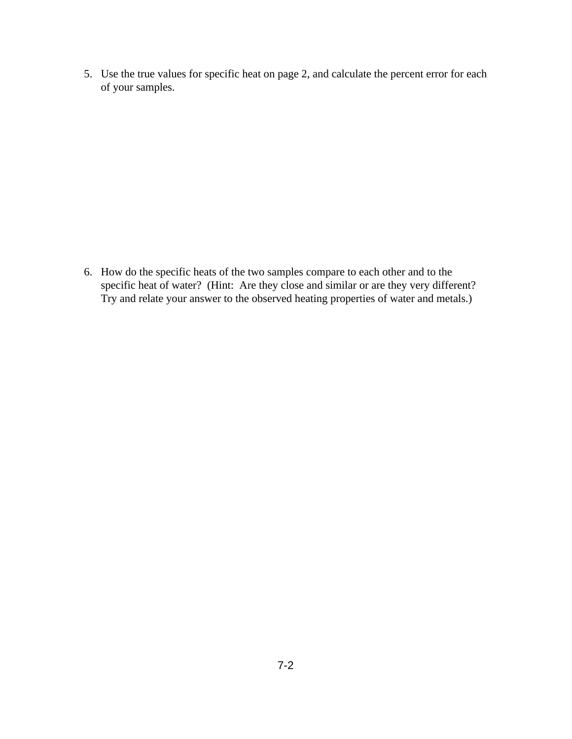5. Use the true values for specific heat on page 2, and calculate the percent error for each of your samples.

6. How do the specific heats of the two samples compare to each other and to the specific heat of water? (Hint: Are they close and similar or are they very different? Try and relate your answer to the observed heating properties of water and metals.)